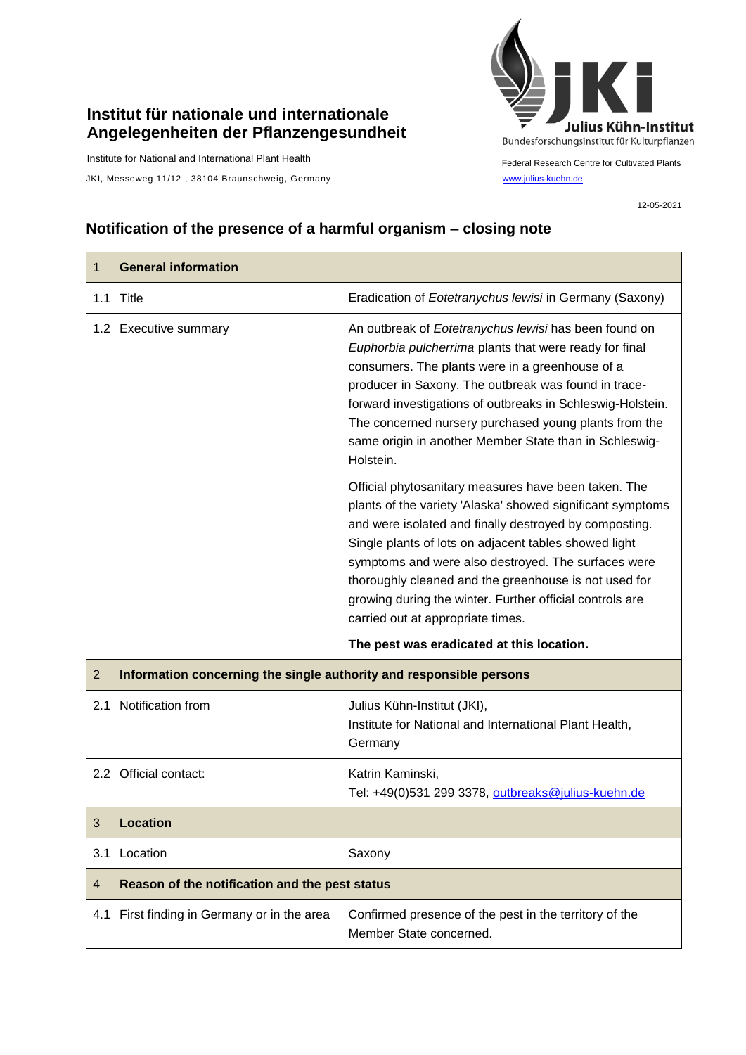# Institut für nationale und internationale Angelegenheiten der Pflanzengesundheit

Institute for National and International Plant Health

JKI, Messeweg 11/12 , 38104 Braunschweig, Germany

Julius Kühn-Institut
Bundesforschungsinstitut für Kulturpflanzen

Federal Research Centre for Cultivated Plants
www.julius-kuehn.de

12-05-2021

## Notification of the presence of a harmful organism – closing note

| 1 **General information** | |
|---|---|
| 1.1 Title | Eradication of *Eotetranychus lewisi* in Germany (Saxony) |
| 1.2 Executive summary | An outbreak of *Eotetranychus lewisi* has been found on *Euphorbia pulcherrima* plants that were ready for final consumers. The plants were in a greenhouse of a producer in Saxony. The outbreak was found in trace-forward investigations of outbreaks in Schleswig-Holstein. The concerned nursery purchased young plants from the same origin in another Member State than in Schleswig-Holstein.<br><br>Official phytosanitary measures have been taken. The plants of the variety 'Alaska' showed significant symptoms and were isolated and finally destroyed by composting. Single plants of lots on adjacent tables showed light symptoms and were also destroyed. The surfaces were thoroughly cleaned and the greenhouse is not used for growing during the winter. Further official controls are carried out at appropriate times.<br><br>**The pest was eradicated at this location.** |
| 2 **Information concerning the single authority and responsible persons** | |
| 2.1 Notification from | Julius Kühn-Institut (JKI),<br>Institute for National and International Plant Health, Germany |
| 2.2 Official contact: | Katrin Kaminski,<br>Tel: +49(0)531 299 3378, outbreaks@julius-kuehn.de |
| 3 **Location** | |
| 3.1 Location | Saxony |
| 4 **Reason of the notification and the pest status** | |
| 4.1 First finding in Germany or in the area | Confirmed presence of the pest in the territory of the Member State concerned. |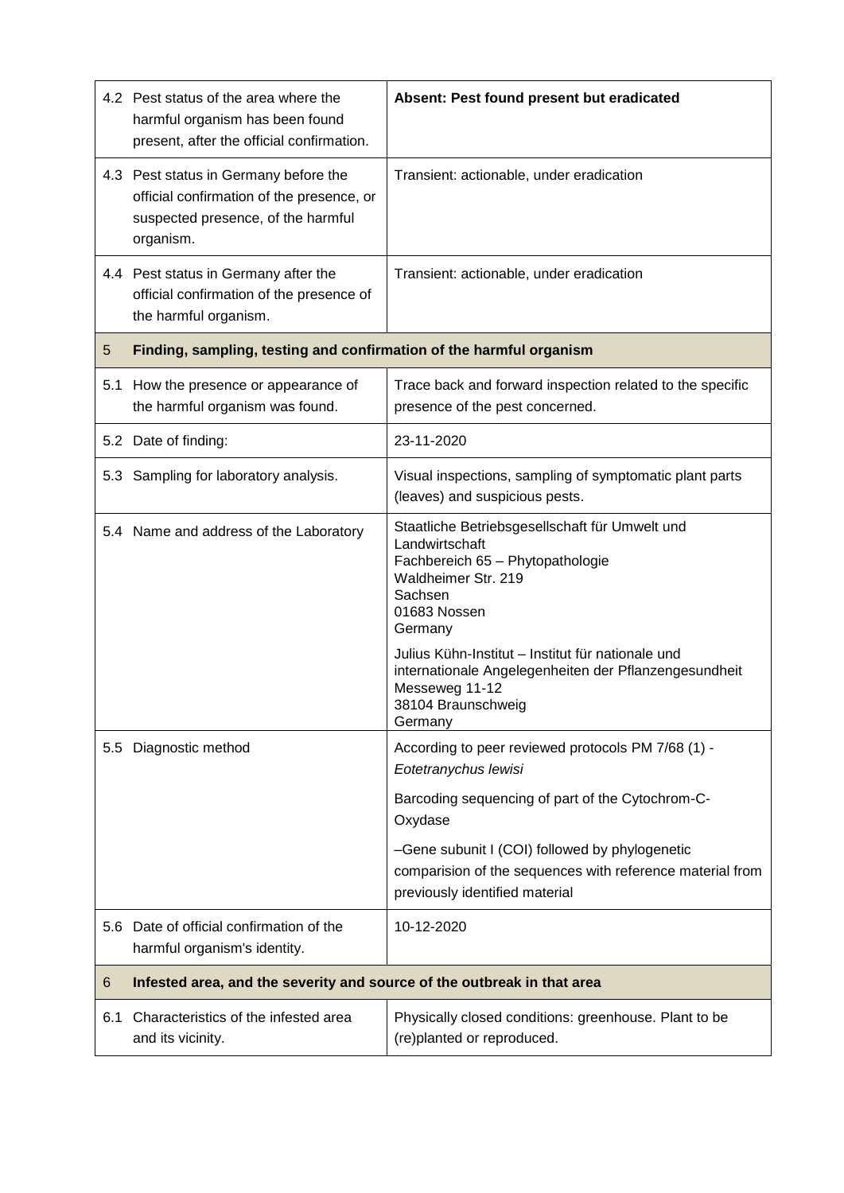| | | |
|---|---|---|
| 4.2 | Pest status of the area where the harmful organism has been found present, after the official confirmation. | **Absent: Pest found present but eradicated** |
| 4.3 | Pest status in Germany before the official confirmation of the presence, or suspected presence, of the harmful organism. | Transient: actionable, under eradication |
| 4.4 | Pest status in Germany after the official confirmation of the presence of the harmful organism. | Transient: actionable, under eradication |
| 5 | **Finding, sampling, testing and confirmation of the harmful organism** | |
| 5.1 | How the presence or appearance of the harmful organism was found. | Trace back and forward inspection related to the specific presence of the pest concerned. |
| 5.2 | Date of finding: | 23-11-2020 |
| 5.3 | Sampling for laboratory analysis. | Visual inspections, sampling of symptomatic plant parts (leaves) and suspicious pests. |
| 5.4 | Name and address of the Laboratory | Staatliche Betriebsgesellschaft für Umwelt und Landwirtschaft<br>Fachbereich 65 – Phytopathologie<br>Waldheimer Str. 219<br>Sachsen<br>01683 Nossen<br>Germany<br><br>Julius Kühn-Institut – Institut für nationale und internationale Angelegenheiten der Pflanzengesundheit<br>Messeweg 11-12<br>38104 Braunschweig<br>Germany |
| 5.5 | Diagnostic method | According to peer reviewed protocols PM 7/68 (1) - *Eotetranychus lewisi*<br><br>Barcoding sequencing of part of the Cytochrom-C-Oxydase<br><br>–Gene subunit I (COI) followed by phylogenetic comparision of the sequences with reference material from previously identified material |
| 5.6 | Date of official confirmation of the harmful organism's identity. | 10-12-2020 |
| 6 | **Infested area, and the severity and source of the outbreak in that area** | |
| 6.1 | Characteristics of the infested area and its vicinity. | Physically closed conditions: greenhouse. Plant to be (re)planted or reproduced. |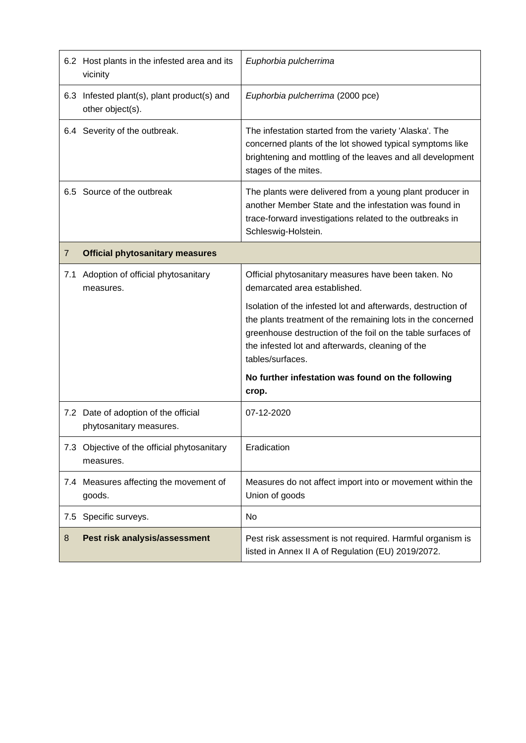| | | |
|---|---|---|
| 6.2 | Host plants in the infested area and its vicinity | *Euphorbia pulcherrima* |
| 6.3 | Infested plant(s), plant product(s) and other object(s). | *Euphorbia pulcherrima* (2000 pce) |
| 6.4 | Severity of the outbreak. | The infestation started from the variety 'Alaska'. The concerned plants of the lot showed typical symptoms like brightening and mottling of the leaves and all development stages of the mites. |
| 6.5 | Source of the outbreak | The plants were delivered from a young plant producer in another Member State and the infestation was found in trace-forward investigations related to the outbreaks in Schleswig-Holstein. |
| **7** | **Official phytosanitary measures** | |
| 7.1 | Adoption of official phytosanitary measures. | Official phytosanitary measures have been taken. No demarcated area established.<br><br>Isolation of the infested lot and afterwards, destruction of the plants treatment of the remaining lots in the concerned greenhouse destruction of the foil on the table surfaces of the infested lot and afterwards, cleaning of the tables/surfaces.<br><br>**No further infestation was found on the following crop.** |
| 7.2 | Date of adoption of the official phytosanitary measures. | 07-12-2020 |
| 7.3 | Objective of the official phytosanitary measures. | Eradication |
| 7.4 | Measures affecting the movement of goods. | Measures do not affect import into or movement within the Union of goods |
| 7.5 | Specific surveys. | No |
| **8** | **Pest risk analysis/assessment** | Pest risk assessment is not required. Harmful organism is listed in Annex II A of Regulation (EU) 2019/2072. |